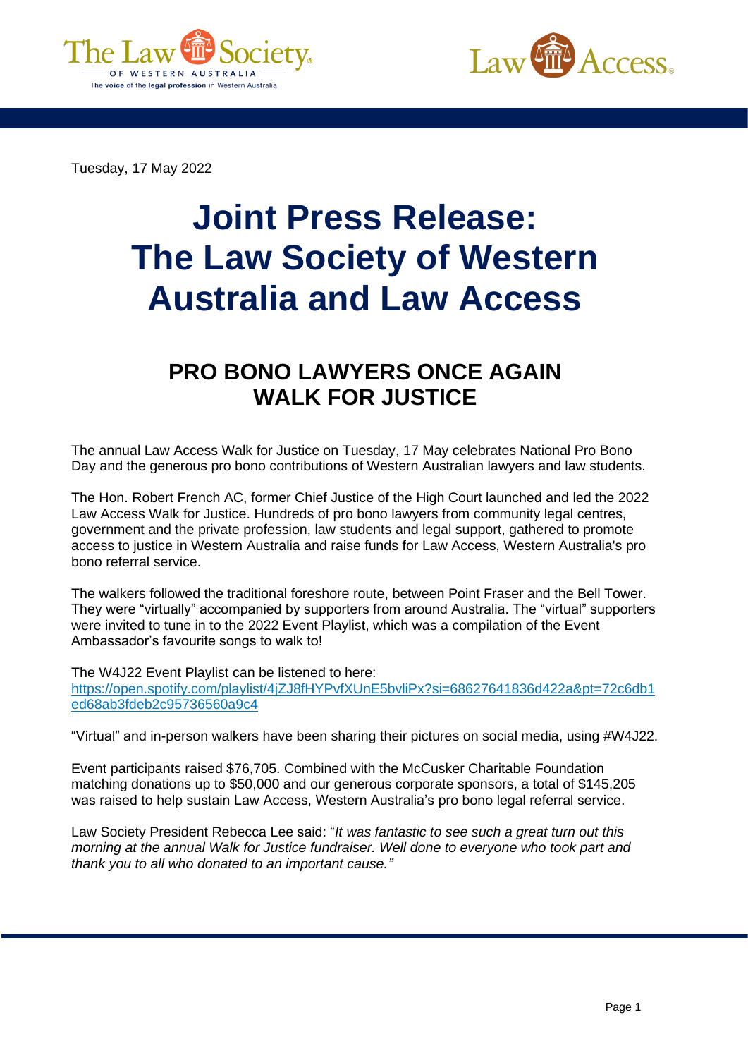Tuesday, 17 May 2022

# Joint Press Release: The Law Society of Western Australia and Law Access

## PRO BONO LAWYERS ONCE AGAIN WALK FOR JUSTICE

The annual Law Access Walk for Justice on Tuesday, 17 May celebrates National Pro Bono Day and the generous pro bono contributions of Western Australian lawyers and law students.

The Hon. Robert French AC, former Chief Justice of the High Court launched and led the 2022 Law Access Walk for Justice. Hundreds of pro bono lawyers from community legal centres, government and the private profession, law students and legal support, gathered to promote access to justice in Western Australia and raise funds for Law Access, Western Australia's pro bono referral service.

The walkers followed the traditional foreshore route, between Point Fraser and the Bell Tower. They were "virtually" accompanied by supporters from around Australia. The "virtual" supporters were invited to tune in to the 2022 Event Playlist, which was a compilation of the Event Ambassador's favourite songs to walk to!

The W4J22 Event Playlist can be listened to here: [https://open.spotify.com/playlist/4jZJ8fHYPvfXUnE5bvliPx?si=68627641836d422a&pt=72c6db1ed68ab3fdeb2c95736560a9c4](https://open.spotify.com/playlist/4jZJ8fHYPvfXUnE5bvliPx?si=68627641836d422a&pt=72c6db1ed68ab3fdeb2c95736560a9c4)

"Virtual" and in-person walkers have been sharing their pictures on social media, using #W4J22.

Event participants raised $76,705. Combined with the McCusker Charitable Foundation matching donations up to $50,000 and our generous corporate sponsors, a total of $145,205 was raised to help sustain Law Access, Western Australia's pro bono legal referral service.

Law Society President Rebecca Lee said: "*It was fantastic to see such a great turn out this morning at the annual Walk for Justice fundraiser. Well done to everyone who took part and thank you to all who donated to an important cause.*"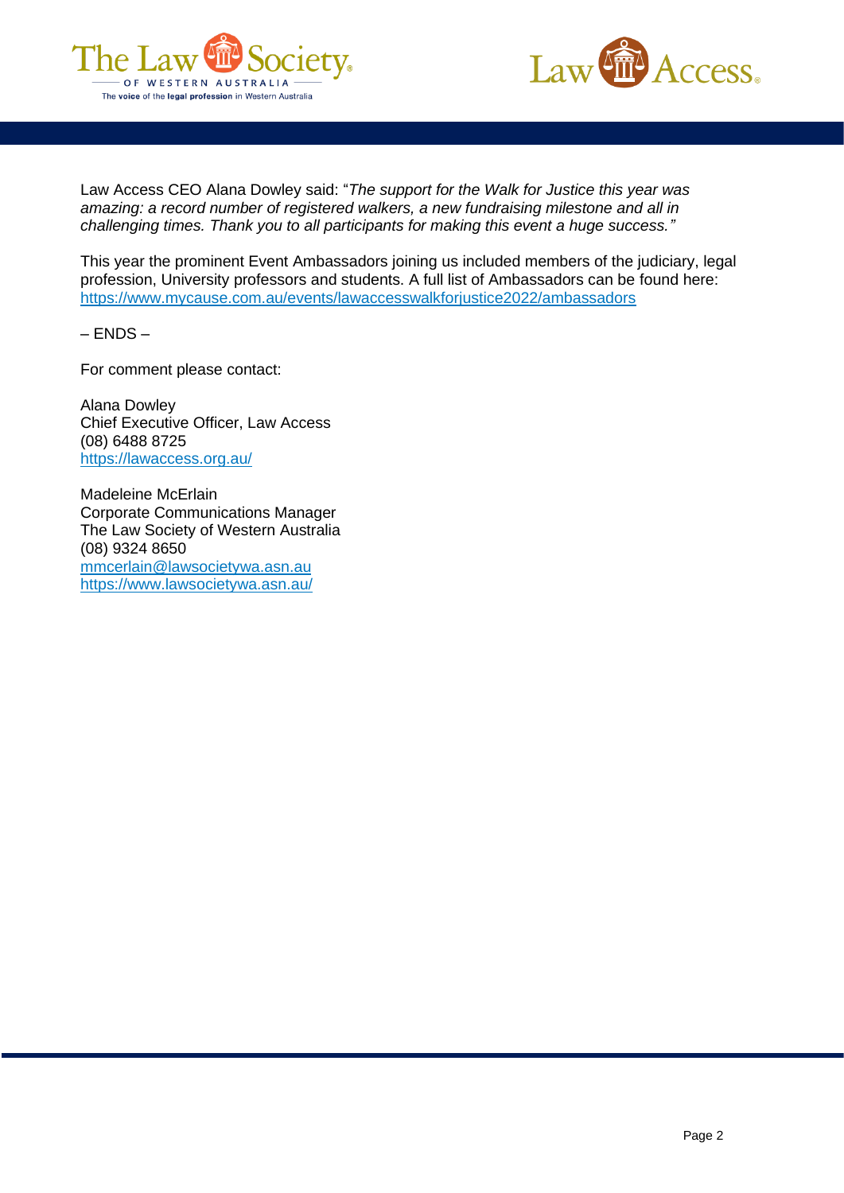Law Access CEO Alana Dowley said: "*The support for the Walk for Justice this year was amazing: a record number of registered walkers, a new fundraising milestone and all in challenging times. Thank you to all participants for making this event a huge success.*"

This year the prominent Event Ambassadors joining us included members of the judiciary, legal profession, University professors and students. A full list of Ambassadors can be found here: [https://www.mycause.com.au/events/lawaccesswalkforjustice2022/ambassadors](https://www.mycause.com.au/events/lawaccesswalkforjustice2022/ambassadors)

– ENDS –

For comment please contact:

Alana Dowley
Chief Executive Officer, Law Access
(08) 6488 8725
[https://lawaccess.org.au/](https://lawaccess.org.au/)

Madeleine McErlain
Corporate Communications Manager
The Law Society of Western Australia
(08) 9324 8650
[mmcerlain@lawsocietywa.asn.au](mailto:mmcerlain@lawsocietywa.asn.au)
[https://www.lawsocietywa.asn.au/](https://www.lawsocietywa.asn.au/)